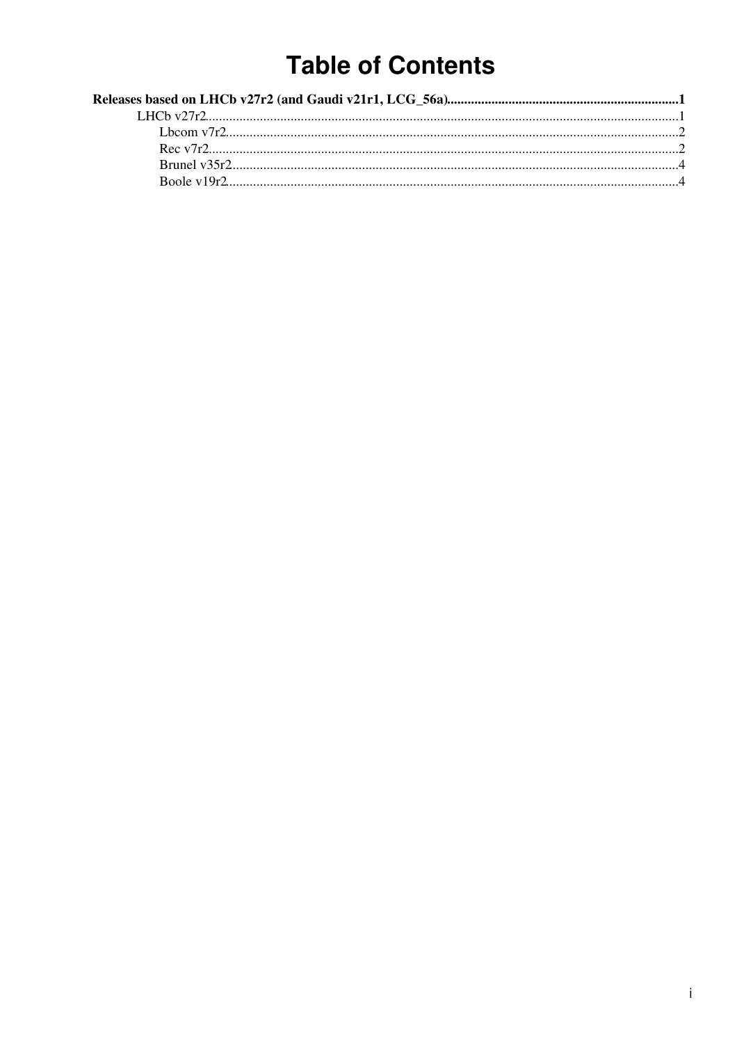# Table of Contents

**Releases based on LHCb v27r2 (and Gaudi v21r1, LCG_56a)....................................................................1**

- LHCb v27r2..........................................................................................................................................1
  - Lbcom v7r2....................................................................................................................................2
  - Rec v7r2.........................................................................................................................................2
  - Brunel v35r2..................................................................................................................................4
  - Boole v19r2...................................................................................................................................4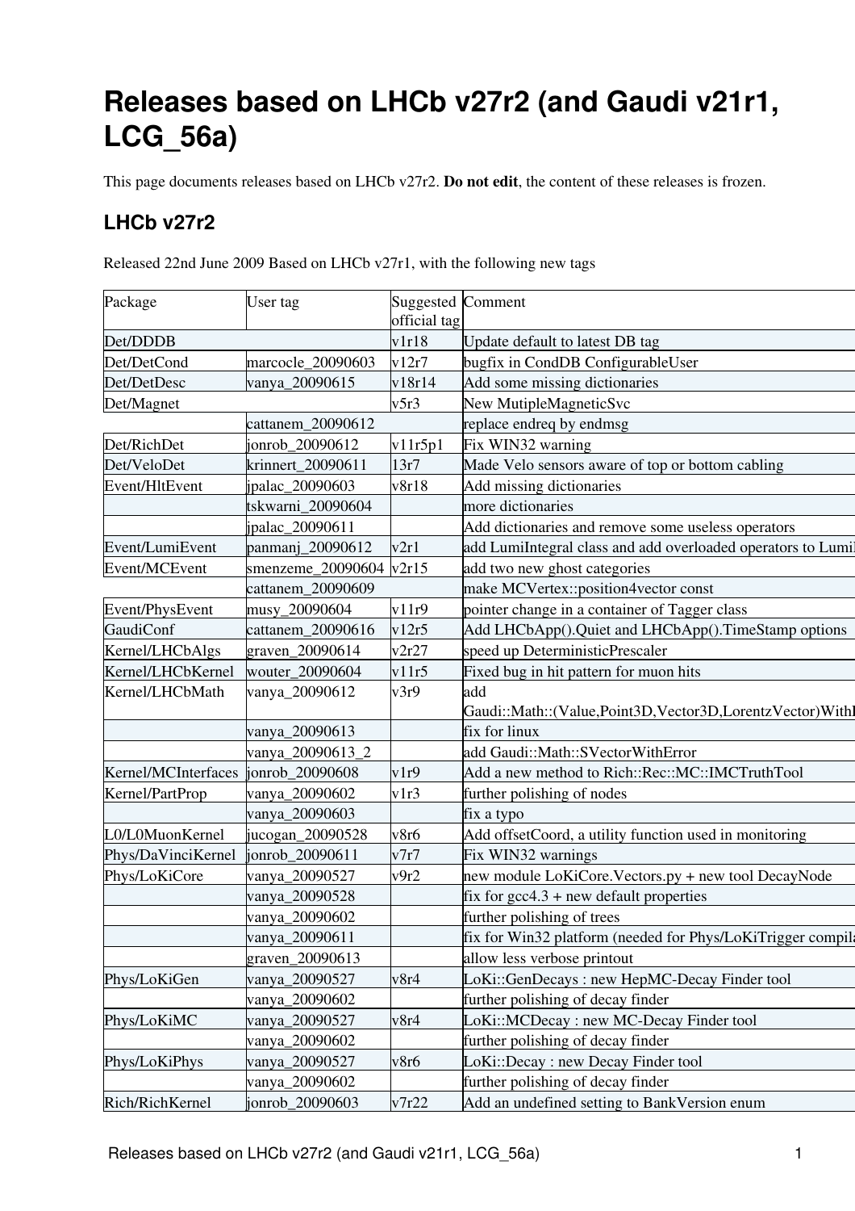# Releases based on LHCb v27r2 (and Gaudi v21r1, LCG_56a)

This page documents releases based on LHCb v27r2. **Do not edit**, the content of these releases is frozen.

## LHCb v27r2

Released 22nd June 2009 Based on LHCb v27r1, with the following new tags

| Package | User tag | Suggested official tag | Comment |
|---|---|---|---|
| Det/DDDB | | v1r18 | Update default to latest DB tag |
| Det/DetCond | marcocle_20090603 | v12r7 | bugfix in CondDB ConfigurableUser |
| Det/DetDesc | vanya_20090615 | v18r14 | Add some missing dictionaries |
| Det/Magnet | | v5r3 | New MutipleMagneticSvc |
| | cattanem_20090612 | | replace endreq by endmsg |
| Det/RichDet | jonrob_20090612 | v11r5p1 | Fix WIN32 warning |
| Det/VeloDet | krinnert_20090611 | 13r7 | Made Velo sensors aware of top or bottom cabling |
| Event/HltEvent | jpalac_20090603 | v8r18 | Add missing dictionaries |
| | tskwarni_20090604 | | more dictionaries |
| | jpalac_20090611 | | Add dictionaries and remove some useless operators |
| Event/LumiEvent | panmanj_20090612 | v2r1 | add LumiIntegral class and add overloaded operators to LumiI |
| Event/MCEvent | smenzeme_20090604 | v2r15 | add two new ghost categories |
| | cattanem_20090609 | | make MCVertex::position4vector const |
| Event/PhysEvent | musy_20090604 | v11r9 | pointer change in a container of Tagger class |
| GaudiConf | cattanem_20090616 | v12r5 | Add LHCbApp().Quiet and LHCbApp().TimeStamp options |
| Kernel/LHCbAlgs | graven_20090614 | v2r27 | speed up DeterministicPrescaler |
| Kernel/LHCbKernel | wouter_20090604 | v11r5 | Fixed bug in hit pattern for muon hits |
| Kernel/LHCbMath | vanya_20090612 | v3r9 | add Gaudi::Math::(Value,Point3D,Vector3D,LorentzVector)WithE |
| | vanya_20090613 | | fix for linux |
| | vanya_20090613_2 | | add Gaudi::Math::SVectorWithError |
| Kernel/MCInterfaces | jonrob_20090608 | v1r9 | Add a new method to Rich::Rec::MC::IMCTruthTool |
| Kernel/PartProp | vanya_20090602 | v1r3 | further polishing of nodes |
| | vanya_20090603 | | fix a typo |
| L0/L0MuonKernel | jucogan_20090528 | v8r6 | Add offsetCoord, a utility function used in monitoring |
| Phys/DaVinciKernel | jonrob_20090611 | v7r7 | Fix WIN32 warnings |
| Phys/LoKiCore | vanya_20090527 | v9r2 | new module LoKiCore.Vectors.py + new tool DecayNode |
| | vanya_20090528 | | fix for gcc4.3 + new default properties |
| | vanya_20090602 | | further polishing of trees |
| | vanya_20090611 | | fix for Win32 platform (needed for Phys/LoKiTrigger compila |
| | graven_20090613 | | allow less verbose printout |
| Phys/LoKiGen | vanya_20090527 | v8r4 | LoKi::GenDecays : new HepMC-Decay Finder tool |
| | vanya_20090602 | | further polishing of decay finder |
| Phys/LoKiMC | vanya_20090527 | v8r4 | LoKi::MCDecay : new MC-Decay Finder tool |
| | vanya_20090602 | | further polishing of decay finder |
| Phys/LoKiPhys | vanya_20090527 | v8r6 | LoKi::Decay : new Decay Finder tool |
| | vanya_20090602 | | further polishing of decay finder |
| Rich/RichKernel | jonrob_20090603 | v7r22 | Add an undefined setting to BankVersion enum |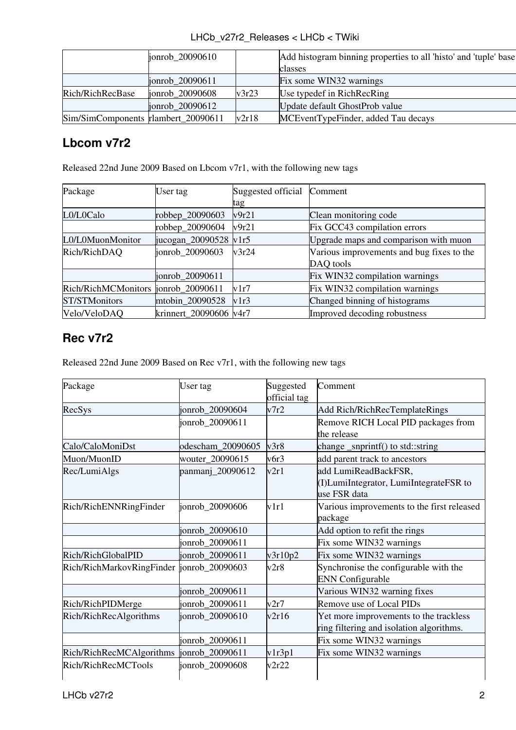|  | jonrob_20090610 |  | Add histogram binning properties to all 'histo' and 'tuple' base classes |
| --- | --- | --- | --- |
|  | jonrob_20090611 |  | Fix some WIN32 warnings |
| Rich/RichRecBase | jonrob_20090608 | v3r23 | Use typedef in RichRecRing |
|  | jonrob_20090612 |  | Update default GhostProb value |
| Sim/SimComponents | rlambert_20090611 | v2r18 | MCEventTypeFinder, added Tau decays |

## Lbcom v7r2

Released 22nd June 2009 Based on Lbcom v7r1, with the following new tags

| Package | User tag | Suggested official tag | Comment |
| --- | --- | --- | --- |
| L0/L0Calo | robbep_20090603 | v9r21 | Clean monitoring code |
|  | robbep_20090604 | v9r21 | Fix GCC43 compilation errors |
| L0/L0MuonMonitor | jucogan_20090528 | v1r5 | Upgrade maps and comparison with muon |
| Rich/RichDAQ | jonrob_20090603 | v3r24 | Various improvements and bug fixes to the DAQ tools |
|  | jonrob_20090611 |  | Fix WIN32 compilation warnings |
| Rich/RichMCMonitors | jonrob_20090611 | v1r7 | Fix WIN32 compilation warnings |
| ST/STMonitors | mtobin_20090528 | v1r3 | Changed binning of histograms |
| Velo/VeloDAQ | krinnert_20090606 | v4r7 | Improved decoding robustness |

## Rec v7r2

Released 22nd June 2009 Based on Rec v7r1, with the following new tags

| Package | User tag | Suggested official tag | Comment |
| --- | --- | --- | --- |
| RecSys | jonrob_20090604 | v7r2 | Add Rich/RichRecTemplateRings |
|  | jonrob_20090611 |  | Remove RICH Local PID packages from the release |
| Calo/CaloMoniDst | odescham_20090605 | v3r8 | change _snprintf() to std::string |
| Muon/MuonID | wouter_20090615 | v6r3 | add parent track to ancestors |
| Rec/LumiAlgs | panmanj_20090612 | v2r1 | add LumiReadBackFSR, (I)LumiIntegrator, LumiIntegrateFSR to use FSR data |
| Rich/RichENNRingFinder | jonrob_20090606 | v1r1 | Various improvements to the first released package |
|  | jonrob_20090610 |  | Add option to refit the rings |
|  | jonrob_20090611 |  | Fix some WIN32 warnings |
| Rich/RichGlobalPID | jonrob_20090611 | v3r10p2 | Fix some WIN32 warnings |
| Rich/RichMarkovRingFinder | jonrob_20090603 | v2r8 | Synchronise the configurable with the ENN Configurable |
|  | jonrob_20090611 |  | Various WIN32 warning fixes |
| Rich/RichPIDMerge | jonrob_20090611 | v2r7 | Remove use of Local PIDs |
| Rich/RichRecAlgorithms | jonrob_20090610 | v2r16 | Yet more improvements to the trackless ring filtering and isolation algorithms. |
|  | jonrob_20090611 |  | Fix some WIN32 warnings |
| Rich/RichRecMCAlgorithms | jonrob_20090611 | v1r3p1 | Fix some WIN32 warnings |
| Rich/RichRecMCTools | jonrob_20090608 | v2r22 |  |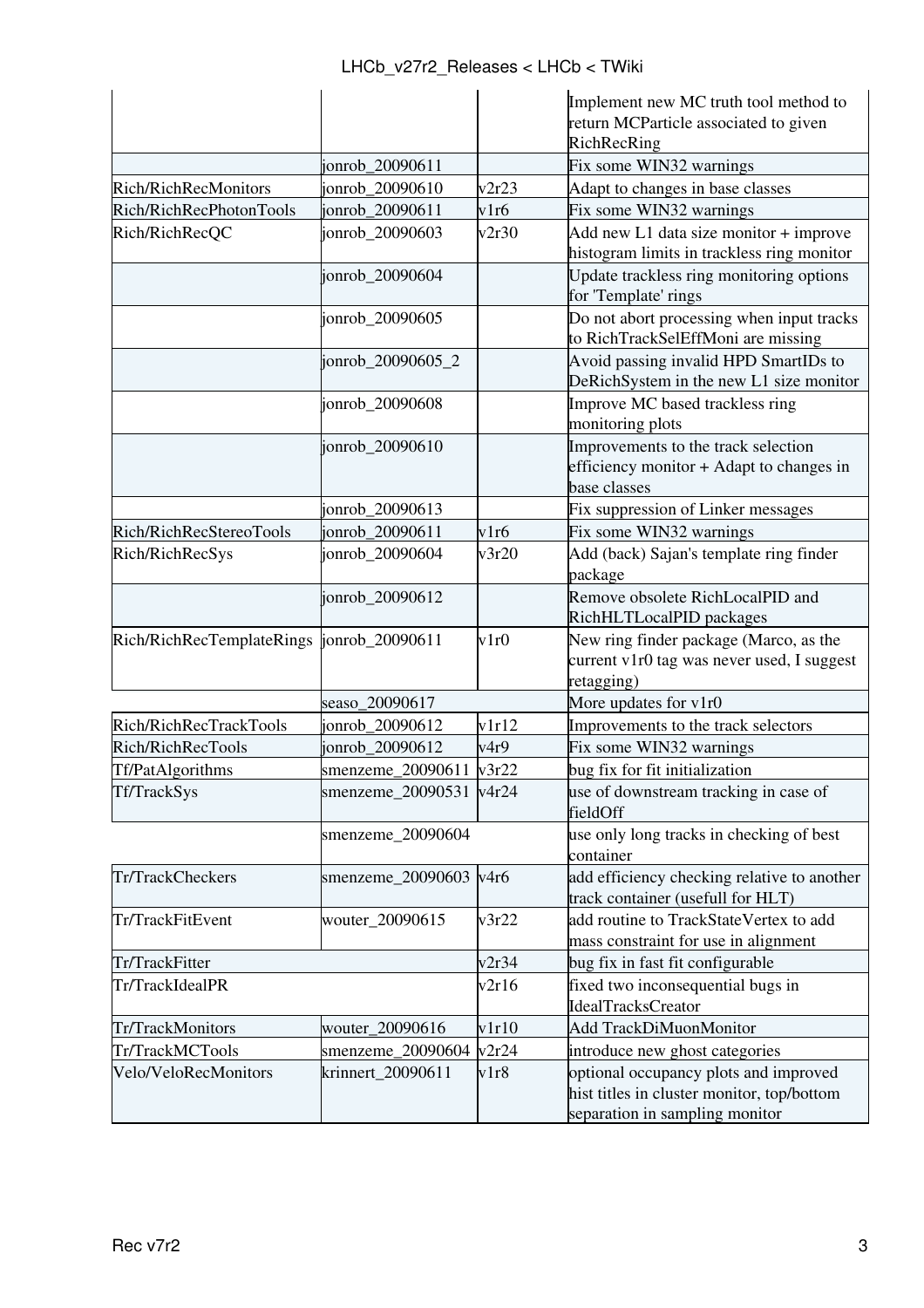| | | | |
|---|---|---|---|
| | | | Implement new MC truth tool method to return MCParticle associated to given RichRecRing |
| | jonrob_20090611 | | Fix some WIN32 warnings |
| Rich/RichRecMonitors | jonrob_20090610 | v2r23 | Adapt to changes in base classes |
| Rich/RichRecPhotonTools | jonrob_20090611 | v1r6 | Fix some WIN32 warnings |
| Rich/RichRecQC | jonrob_20090603 | v2r30 | Add new L1 data size monitor + improve histogram limits in trackless ring monitor |
| | jonrob_20090604 | | Update trackless ring monitoring options for 'Template' rings |
| | jonrob_20090605 | | Do not abort processing when input tracks to RichTrackSelEffMoni are missing |
| | jonrob_20090605_2 | | Avoid passing invalid HPD SmartIDs to DeRichSystem in the new L1 size monitor |
| | jonrob_20090608 | | Improve MC based trackless ring monitoring plots |
| | jonrob_20090610 | | Improvements to the track selection efficiency monitor + Adapt to changes in base classes |
| | jonrob_20090613 | | Fix suppression of Linker messages |
| Rich/RichRecStereoTools | jonrob_20090611 | v1r6 | Fix some WIN32 warnings |
| Rich/RichRecSys | jonrob_20090604 | v3r20 | Add (back) Sajan's template ring finder package |
| | jonrob_20090612 | | Remove obsolete RichLocalPID and RichHLTLocalPID packages |
| Rich/RichRecTemplateRings | jonrob_20090611 | v1r0 | New ring finder package (Marco, as the current v1r0 tag was never used, I suggest retagging) |
| | seaso_20090617 | | More updates for v1r0 |
| Rich/RichRecTrackTools | jonrob_20090612 | v1r12 | Improvements to the track selectors |
| Rich/RichRecTools | jonrob_20090612 | v4r9 | Fix some WIN32 warnings |
| Tf/PatAlgorithms | smenzeme_20090611 | v3r22 | bug fix for fit initialization |
| Tf/TrackSys | smenzeme_20090531 | v4r24 | use of downstream tracking in case of fieldOff |
| | smenzeme_20090604 | | use only long tracks in checking of best container |
| Tr/TrackCheckers | smenzeme_20090603 | v4r6 | add efficiency checking relative to another track container (usefull for HLT) |
| Tr/TrackFitEvent | wouter_20090615 | v3r22 | add routine to TrackStateVertex to add mass constraint for use in alignment |
| Tr/TrackFitter | | v2r34 | bug fix in fast fit configurable |
| Tr/TrackIdealPR | | v2r16 | fixed two inconsequential bugs in IdealTracksCreator |
| Tr/TrackMonitors | wouter_20090616 | v1r10 | Add TrackDiMuonMonitor |
| Tr/TrackMCTools | smenzeme_20090604 | v2r24 | introduce new ghost categories |
| Velo/VeloRecMonitors | krinnert_20090611 | v1r8 | optional occupancy plots and improved hist titles in cluster monitor, top/bottom separation in sampling monitor |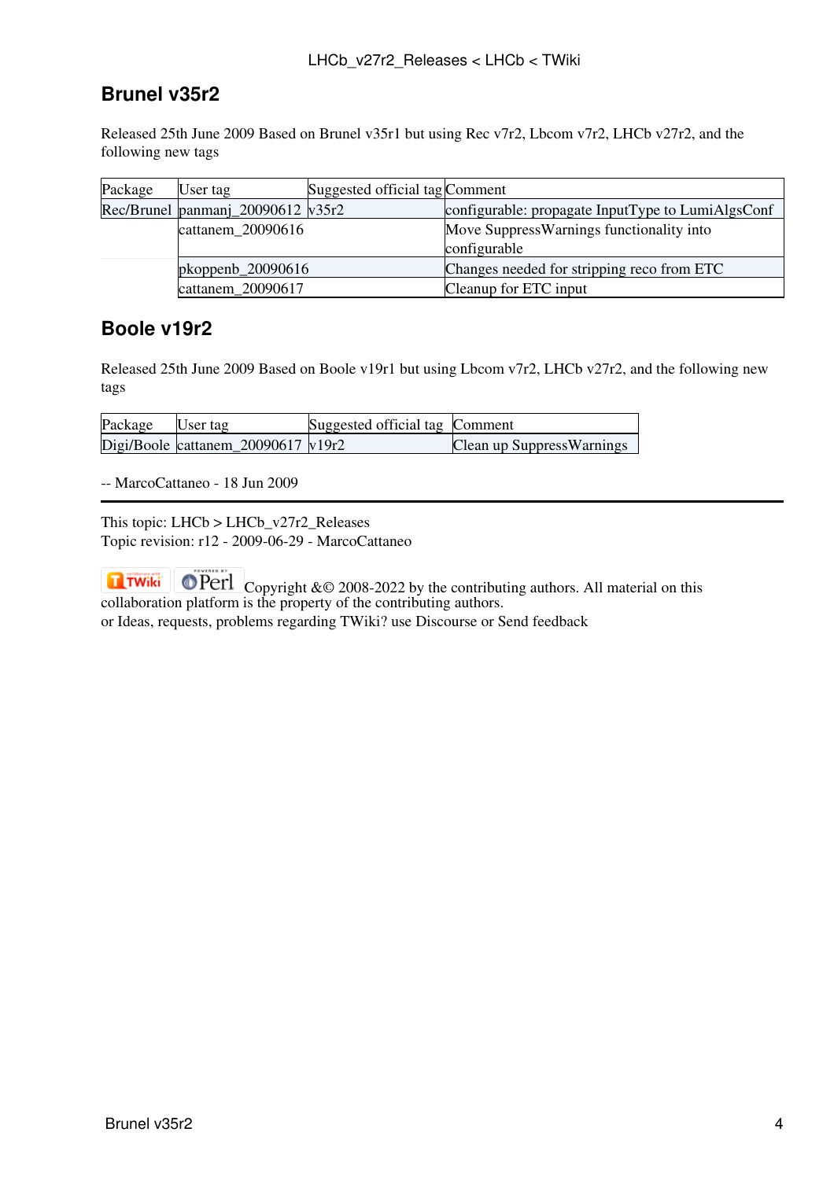## Brunel v35r2

Released 25th June 2009 Based on Brunel v35r1 but using Rec v7r2, Lbcom v7r2, LHCb v27r2, and the following new tags

| Package | User tag | Suggested official tag | Comment |
|---|---|---|---|
| Rec/Brunel | panmanj_20090612 | v35r2 | configurable: propagate InputType to LumiAlgsConf |
| | cattanem_20090616 | | Move SuppressWarnings functionality into configurable |
| | pkoppenb_20090616 | | Changes needed for stripping reco from ETC |
| | cattanem_20090617 | | Cleanup for ETC input |

## Boole v19r2

Released 25th June 2009 Based on Boole v19r1 but using Lbcom v7r2, LHCb v27r2, and the following new tags

| Package | User tag | Suggested official tag | Comment |
|---|---|---|---|
| Digi/Boole | cattanem_20090617 | v19r2 | Clean up SuppressWarnings |

-- MarcoCattaneo - 18 Jun 2009

---

This topic: LHCb > LHCb_v27r2_Releases
Topic revision: r12 - 2009-06-29 - MarcoCattaneo

Copyright &© 2008-2022 by the contributing authors. All material on this collaboration platform is the property of the contributing authors.
or Ideas, requests, problems regarding TWiki? use Discourse or Send feedback